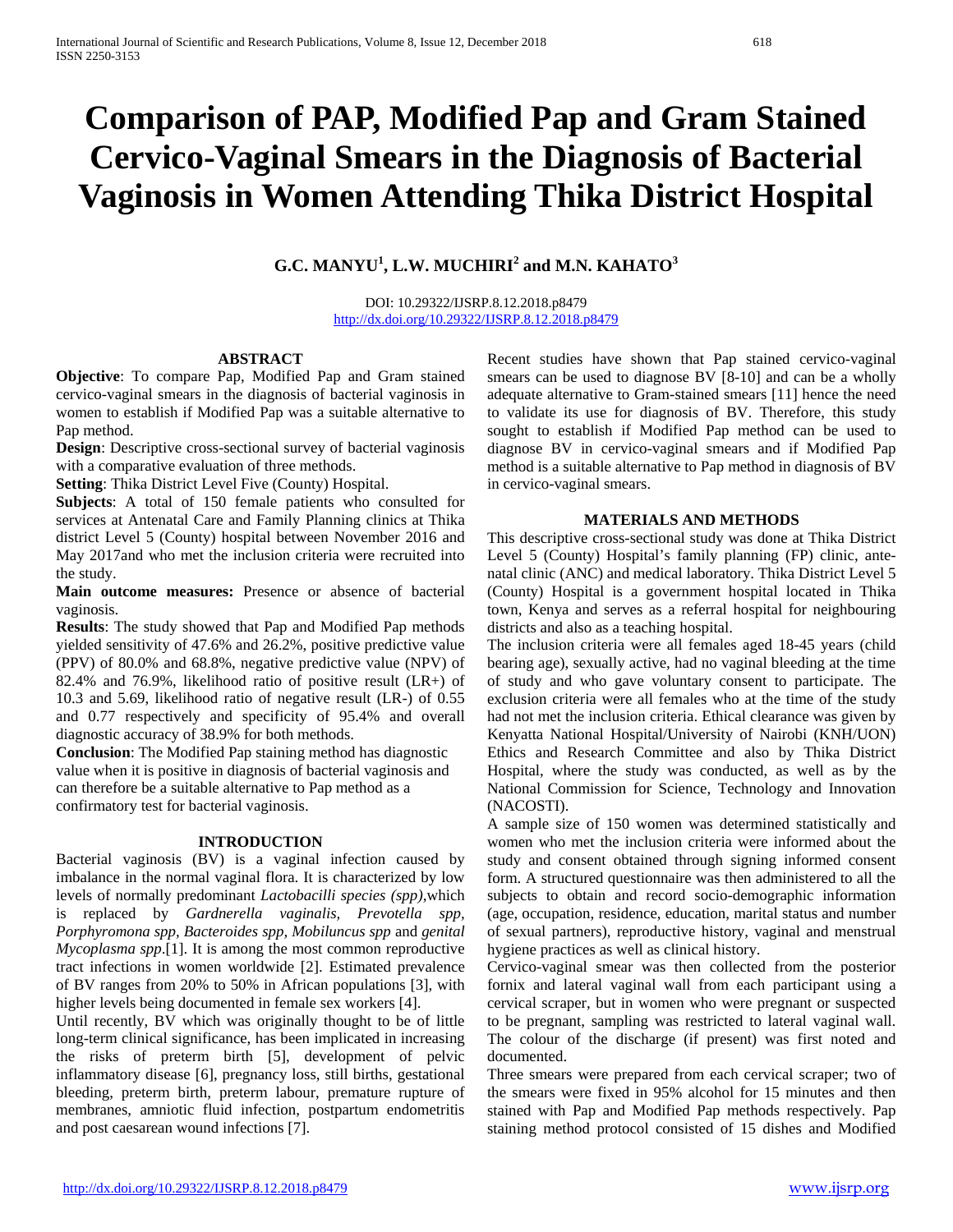# Comparison of PAP, Modified Pap and Gram Stained Cervico-Vaginal Smears in the Diagnosis of Bacterial Vaginosis in Women Attending Thika District Hospital

**G.C. MANYU[1], L.W. MUCHIRI[2] and M.N. KAHATO[3]**

DOI: 10.29322/IJSRP.8.12.2018.p8479
http://dx.doi.org/10.29322/IJSRP.8.12.2018.p8479

## ABSTRACT

**Objective**: To compare Pap, Modified Pap and Gram stained cervico-vaginal smears in the diagnosis of bacterial vaginosis in women to establish if Modified Pap was a suitable alternative to Pap method.

**Design**: Descriptive cross-sectional survey of bacterial vaginosis with a comparative evaluation of three methods.

**Setting**: Thika District Level Five (County) Hospital.

**Subjects**: A total of 150 female patients who consulted for services at Antenatal Care and Family Planning clinics at Thika district Level 5 (County) hospital between November 2016 and May 2017and who met the inclusion criteria were recruited into the study.

**Main outcome measures:** Presence or absence of bacterial vaginosis.

**Results**: The study showed that Pap and Modified Pap methods yielded sensitivity of 47.6% and 26.2%, positive predictive value (PPV) of 80.0% and 68.8%, negative predictive value (NPV) of 82.4% and 76.9%, likelihood ratio of positive result (LR+) of 10.3 and 5.69, likelihood ratio of negative result (LR-) of 0.55 and 0.77 respectively and specificity of 95.4% and overall diagnostic accuracy of 38.9% for both methods.

**Conclusion**: The Modified Pap staining method has diagnostic value when it is positive in diagnosis of bacterial vaginosis and can therefore be a suitable alternative to Pap method as a confirmatory test for bacterial vaginosis.

## INTRODUCTION

Bacterial vaginosis (BV) is a vaginal infection caused by imbalance in the normal vaginal flora. It is characterized by low levels of normally predominant *Lactobacilli species (spp)*,which is replaced by *Gardnerella vaginalis, Prevotella spp, Porphyromona spp, Bacteroides spp, Mobiluncus spp* and *genital Mycoplasma spp*.[1]. It is among the most common reproductive tract infections in women worldwide [2]. Estimated prevalence of BV ranges from 20% to 50% in African populations [3], with higher levels being documented in female sex workers [4].

Until recently, BV which was originally thought to be of little long-term clinical significance, has been implicated in increasing the risks of preterm birth [5], development of pelvic inflammatory disease [6], pregnancy loss, still births, gestational bleeding, preterm birth, preterm labour, premature rupture of membranes, amniotic fluid infection, postpartum endometritis and post caesarean wound infections [7].

Recent studies have shown that Pap stained cervico-vaginal smears can be used to diagnose BV [8-10] and can be a wholly adequate alternative to Gram-stained smears [11] hence the need to validate its use for diagnosis of BV. Therefore, this study sought to establish if Modified Pap method can be used to diagnose BV in cervico-vaginal smears and if Modified Pap method is a suitable alternative to Pap method in diagnosis of BV in cervico-vaginal smears.

## MATERIALS AND METHODS

This descriptive cross-sectional study was done at Thika District Level 5 (County) Hospital's family planning (FP) clinic, ante-natal clinic (ANC) and medical laboratory. Thika District Level 5 (County) Hospital is a government hospital located in Thika town, Kenya and serves as a referral hospital for neighbouring districts and also as a teaching hospital.

The inclusion criteria were all females aged 18-45 years (child bearing age), sexually active, had no vaginal bleeding at the time of study and who gave voluntary consent to participate. The exclusion criteria were all females who at the time of the study had not met the inclusion criteria. Ethical clearance was given by Kenyatta National Hospital/University of Nairobi (KNH/UON) Ethics and Research Committee and also by Thika District Hospital, where the study was conducted, as well as by the National Commission for Science, Technology and Innovation (NACOSTI).

A sample size of 150 women was determined statistically and women who met the inclusion criteria were informed about the study and consent obtained through signing informed consent form. A structured questionnaire was then administered to all the subjects to obtain and record socio-demographic information (age, occupation, residence, education, marital status and number of sexual partners), reproductive history, vaginal and menstrual hygiene practices as well as clinical history.

Cervico-vaginal smear was then collected from the posterior fornix and lateral vaginal wall from each participant using a cervical scraper, but in women who were pregnant or suspected to be pregnant, sampling was restricted to lateral vaginal wall. The colour of the discharge (if present) was first noted and documented.

Three smears were prepared from each cervical scraper; two of the smears were fixed in 95% alcohol for 15 minutes and then stained with Pap and Modified Pap methods respectively. Pap staining method protocol consisted of 15 dishes and Modified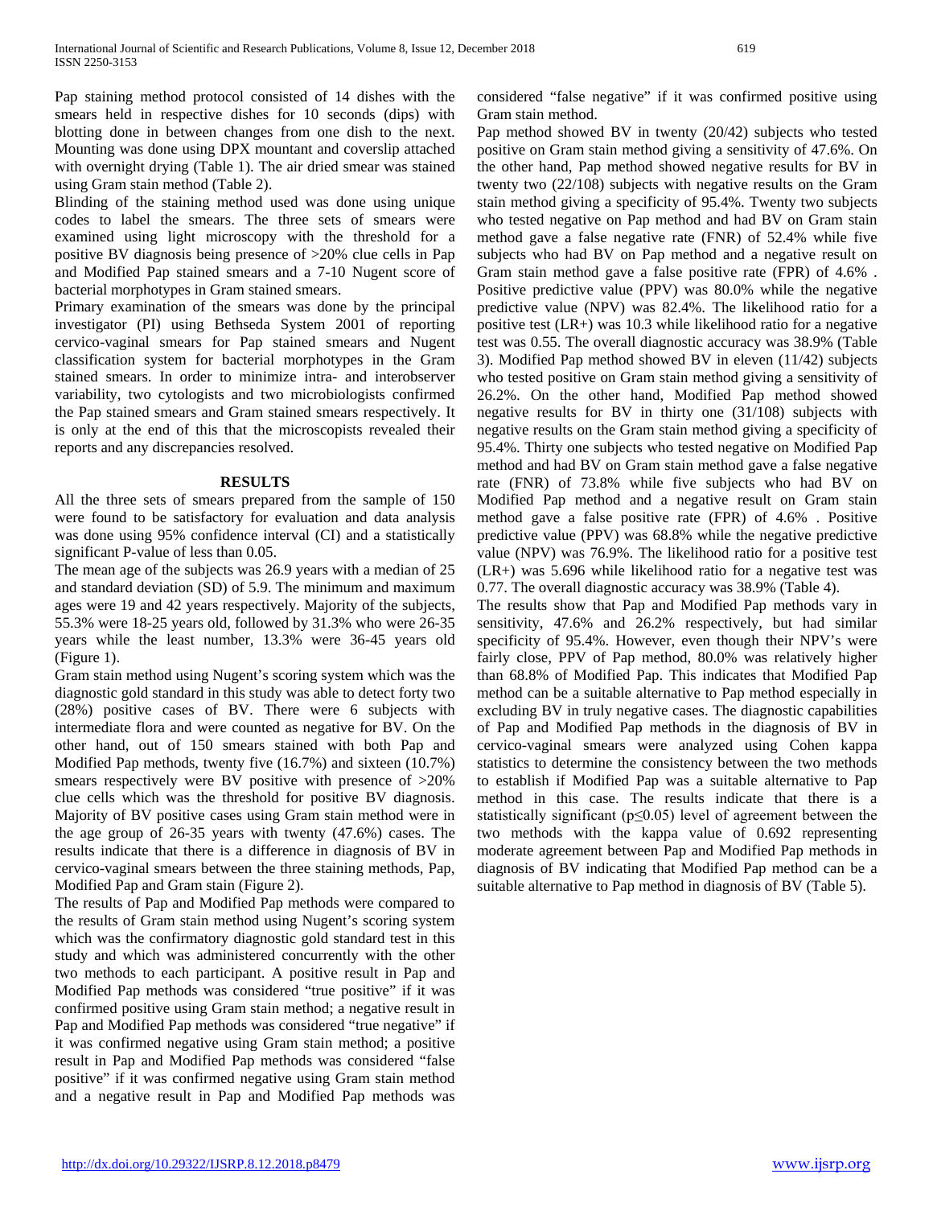Pap staining method protocol consisted of 14 dishes with the smears held in respective dishes for 10 seconds (dips) with blotting done in between changes from one dish to the next. Mounting was done using DPX mountant and coverslip attached with overnight drying (Table 1). The air dried smear was stained using Gram stain method (Table 2).

Blinding of the staining method used was done using unique codes to label the smears. The three sets of smears were examined using light microscopy with the threshold for a positive BV diagnosis being presence of >20% clue cells in Pap and Modified Pap stained smears and a 7-10 Nugent score of bacterial morphotypes in Gram stained smears.

Primary examination of the smears was done by the principal investigator (PI) using Bethseda System 2001 of reporting cervico-vaginal smears for Pap stained smears and Nugent classification system for bacterial morphotypes in the Gram stained smears. In order to minimize intra- and interobserver variability, two cytologists and two microbiologists confirmed the Pap stained smears and Gram stained smears respectively. It is only at the end of this that the microscopists revealed their reports and any discrepancies resolved.

## RESULTS

All the three sets of smears prepared from the sample of 150 were found to be satisfactory for evaluation and data analysis was done using 95% confidence interval (CI) and a statistically significant P-value of less than 0.05.

The mean age of the subjects was 26.9 years with a median of 25 and standard deviation (SD) of 5.9. The minimum and maximum ages were 19 and 42 years respectively. Majority of the subjects, 55.3% were 18-25 years old, followed by 31.3% who were 26-35 years while the least number, 13.3% were 36-45 years old (Figure 1).

Gram stain method using Nugent's scoring system which was the diagnostic gold standard in this study was able to detect forty two (28%) positive cases of BV. There were 6 subjects with intermediate flora and were counted as negative for BV. On the other hand, out of 150 smears stained with both Pap and Modified Pap methods, twenty five (16.7%) and sixteen (10.7%) smears respectively were BV positive with presence of >20% clue cells which was the threshold for positive BV diagnosis. Majority of BV positive cases using Gram stain method were in the age group of 26-35 years with twenty (47.6%) cases. The results indicate that there is a difference in diagnosis of BV in cervico-vaginal smears between the three staining methods, Pap, Modified Pap and Gram stain (Figure 2).

The results of Pap and Modified Pap methods were compared to the results of Gram stain method using Nugent's scoring system which was the confirmatory diagnostic gold standard test in this study and which was administered concurrently with the other two methods to each participant. A positive result in Pap and Modified Pap methods was considered "true positive" if it was confirmed positive using Gram stain method; a negative result in Pap and Modified Pap methods was considered "true negative" if it was confirmed negative using Gram stain method; a positive result in Pap and Modified Pap methods was considered "false positive" if it was confirmed negative using Gram stain method and a negative result in Pap and Modified Pap methods was considered "false negative" if it was confirmed positive using Gram stain method.

Pap method showed BV in twenty (20/42) subjects who tested positive on Gram stain method giving a sensitivity of 47.6%. On the other hand, Pap method showed negative results for BV in twenty two (22/108) subjects with negative results on the Gram stain method giving a specificity of 95.4%. Twenty two subjects who tested negative on Pap method and had BV on Gram stain method gave a false negative rate (FNR) of 52.4% while five subjects who had BV on Pap method and a negative result on Gram stain method gave a false positive rate (FPR) of 4.6% . Positive predictive value (PPV) was 80.0% while the negative predictive value (NPV) was 82.4%. The likelihood ratio for a positive test (LR+) was 10.3 while likelihood ratio for a negative test was 0.55. The overall diagnostic accuracy was 38.9% (Table 3). Modified Pap method showed BV in eleven (11/42) subjects who tested positive on Gram stain method giving a sensitivity of 26.2%. On the other hand, Modified Pap method showed negative results for BV in thirty one (31/108) subjects with negative results on the Gram stain method giving a specificity of 95.4%. Thirty one subjects who tested negative on Modified Pap method and had BV on Gram stain method gave a false negative rate (FNR) of 73.8% while five subjects who had BV on Modified Pap method and a negative result on Gram stain method gave a false positive rate (FPR) of 4.6% . Positive predictive value (PPV) was 68.8% while the negative predictive value (NPV) was 76.9%. The likelihood ratio for a positive test (LR+) was 5.696 while likelihood ratio for a negative test was 0.77. The overall diagnostic accuracy was 38.9% (Table 4).

The results show that Pap and Modified Pap methods vary in sensitivity, 47.6% and 26.2% respectively, but had similar specificity of 95.4%. However, even though their NPV's were fairly close, PPV of Pap method, 80.0% was relatively higher than 68.8% of Modified Pap. This indicates that Modified Pap method can be a suitable alternative to Pap method especially in excluding BV in truly negative cases. The diagnostic capabilities of Pap and Modified Pap methods in the diagnosis of BV in cervico-vaginal smears were analyzed using Cohen kappa statistics to determine the consistency between the two methods to establish if Modified Pap was a suitable alternative to Pap method in this case. The results indicate that there is a statistically significant ($p \leq 0.05$) level of agreement between the two methods with the kappa value of 0.692 representing moderate agreement between Pap and Modified Pap methods in diagnosis of BV indicating that Modified Pap method can be a suitable alternative to Pap method in diagnosis of BV (Table 5).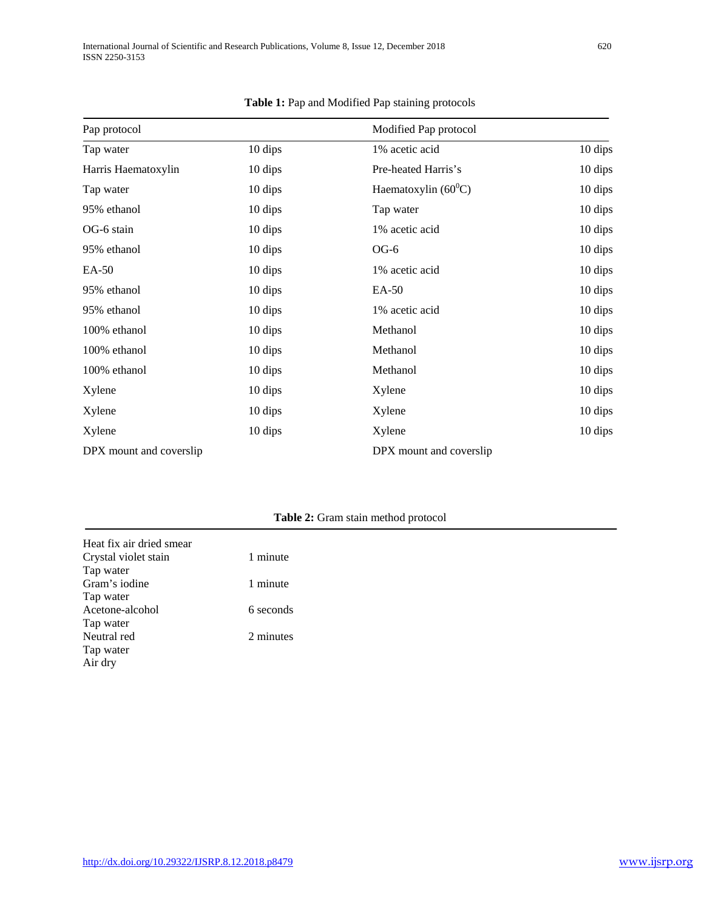**Table 1:** Pap and Modified Pap staining protocols

| Pap protocol | | Modified Pap protocol | |
|---|---|---|---|
| Tap water | 10 dips | 1% acetic acid | 10 dips |
| Harris Haematoxylin | 10 dips | Pre-heated Harris's | 10 dips |
| Tap water | 10 dips | Haematoxylin ($60^0$C) | 10 dips |
| 95% ethanol | 10 dips | Tap water | 10 dips |
| OG-6 stain | 10 dips | 1% acetic acid | 10 dips |
| 95% ethanol | 10 dips | OG-6 | 10 dips |
| EA-50 | 10 dips | 1% acetic acid | 10 dips |
| 95% ethanol | 10 dips | EA-50 | 10 dips |
| 95% ethanol | 10 dips | 1% acetic acid | 10 dips |
| 100% ethanol | 10 dips | Methanol | 10 dips |
| 100% ethanol | 10 dips | Methanol | 10 dips |
| 100% ethanol | 10 dips | Methanol | 10 dips |
| Xylene | 10 dips | Xylene | 10 dips |
| Xylene | 10 dips | Xylene | 10 dips |
| Xylene | 10 dips | Xylene | 10 dips |
| DPX mount and coverslip | | DPX mount and coverslip | |

**Table 2:** Gram stain method protocol

| | |
|---|---|
| Heat fix air dried smear | |
| Crystal violet stain | 1 minute |
| Tap water | |
| Gram's iodine | 1 minute |
| Tap water | |
| Acetone-alcohol | 6 seconds |
| Tap water | |
| Neutral red | 2 minutes |
| Tap water | |
| Air dry | |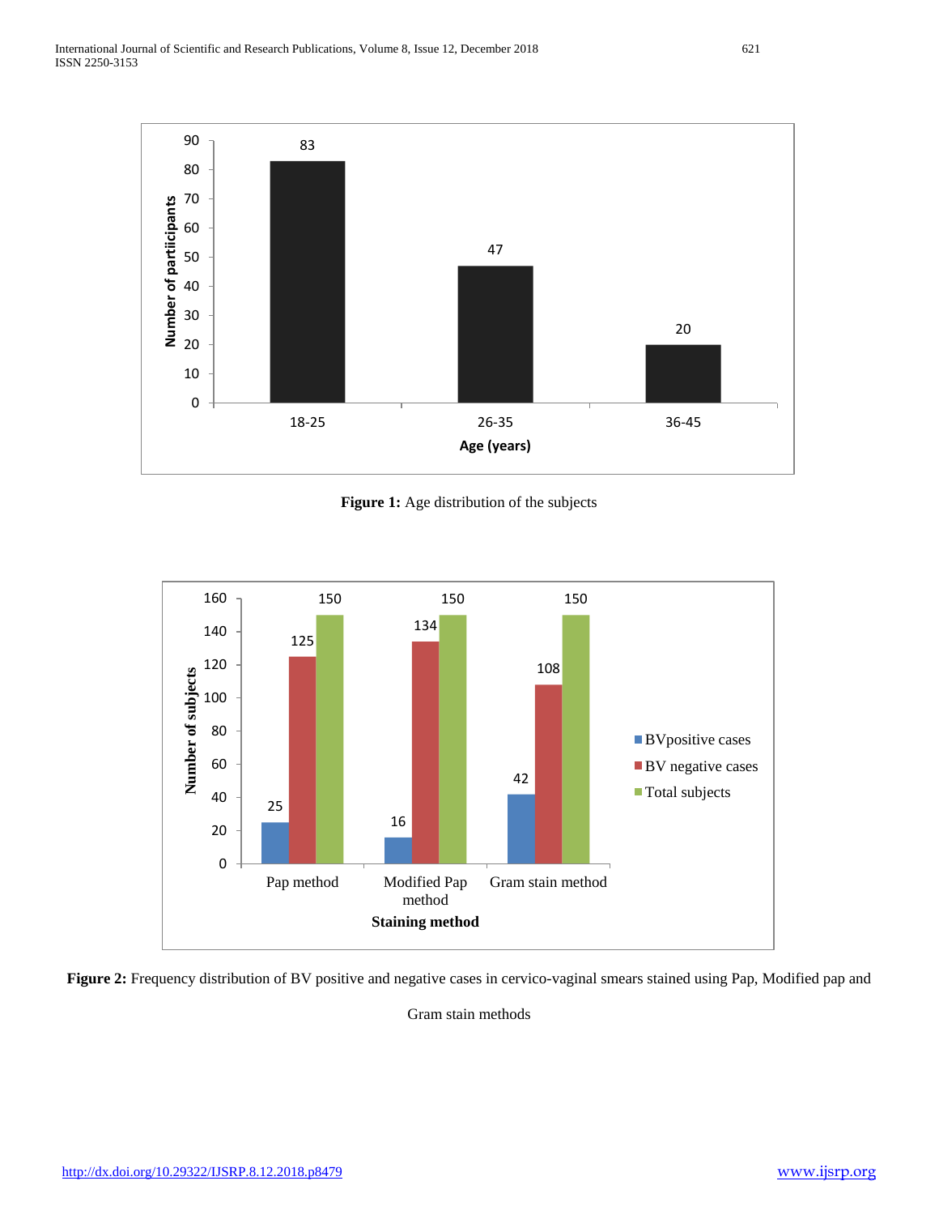Figure 1: Age distribution of the subjects

| Age (years) | Number of participants |
|---|---|
| 18-25 | 83 |
| 26-35 | 47 |
| 36-45 | 20 |

**Figure 1:** Age distribution of the subjects

| Staining method | BVpositive cases | BV negative cases | Total subjects |
|---|---|---|---|
| Pap method | 25 | 125 | 150 |
| Modified Pap method | 16 | 134 | 150 |
| Gram stain method | 42 | 108 | 150 |

**Figure 2:** Frequency distribution of BV positive and negative cases in cervico-vaginal smears stained using Pap, Modified pap and Gram stain methods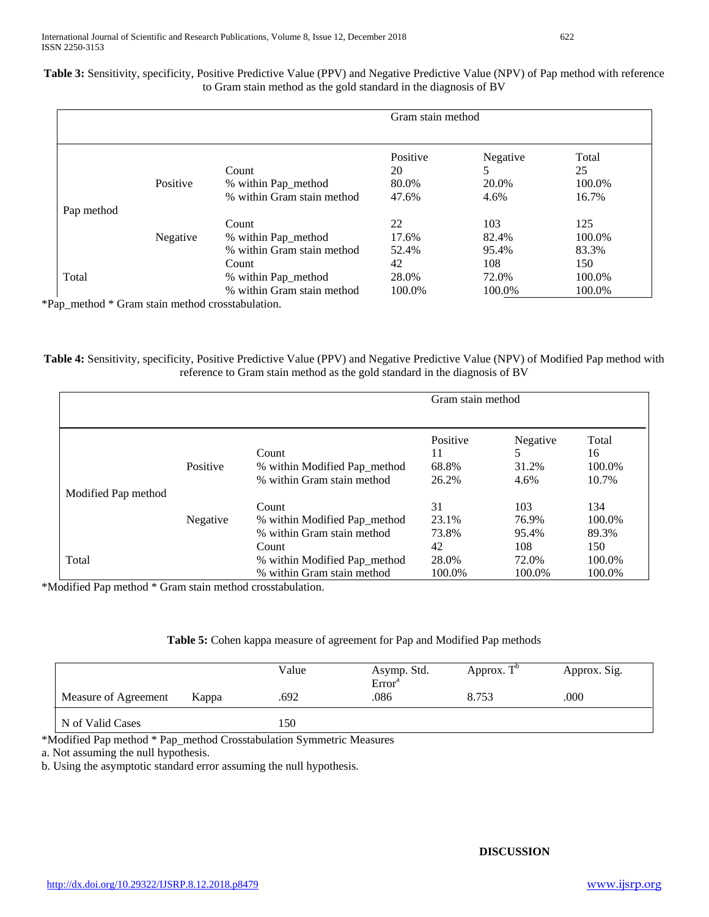**Table 3:** Sensitivity, specificity, Positive Predictive Value (PPV) and Negative Predictive Value (NPV) of Pap method with reference to Gram stain method as the gold standard in the diagnosis of BV

| | | | Gram stain method | | |
|---|---|---|---|---|---|
| | | | Positive | Negative | Total |
| Pap method | Positive | Count | 20 | 5 | 25 |
| | | % within Pap_method | 80.0% | 20.0% | 100.0% |
| | | % within Gram stain method | 47.6% | 4.6% | 16.7% |
| | Negative | Count | 22 | 103 | 125 |
| | | % within Pap_method | 17.6% | 82.4% | 100.0% |
| | | % within Gram stain method | 52.4% | 95.4% | 83.3% |
| Total | | Count | 42 | 108 | 150 |
| | | % within Pap_method | 28.0% | 72.0% | 100.0% |
| | | % within Gram stain method | 100.0% | 100.0% | 100.0% |

*Pap_method * Gram stain method crosstabulation.

**Table 4:** Sensitivity, specificity, Positive Predictive Value (PPV) and Negative Predictive Value (NPV) of Modified Pap method with reference to Gram stain method as the gold standard in the diagnosis of BV

| | | | Gram stain method | | |
|---|---|---|---|---|---|
| | | | Positive | Negative | Total |
| Modified Pap method | Positive | Count | 11 | 5 | 16 |
| | | % within Modified Pap_method | 68.8% | 31.2% | 100.0% |
| | | % within Gram stain method | 26.2% | 4.6% | 10.7% |
| | Negative | Count | 31 | 103 | 134 |
| | | % within Modified Pap_method | 23.1% | 76.9% | 100.0% |
| | | % within Gram stain method | 73.8% | 95.4% | 89.3% |
| Total | | Count | 42 | 108 | 150 |
| | | % within Modified Pap_method | 28.0% | 72.0% | 100.0% |
| | | % within Gram stain method | 100.0% | 100.0% | 100.0% |

*Modified Pap method * Gram stain method crosstabulation.

**Table 5:** Cohen kappa measure of agreement for Pap and Modified Pap methods

| | | Value | Asymp. Std. Error[a] | Approx. T[b] | Approx. Sig. |
|---|---|---|---|---|---|
| Measure of Agreement | Kappa | .692 | .086 | 8.753 | .000 |
| N of Valid Cases | | 150 | | | |

*Modified Pap method * Pap_method Crosstabulation Symmetric Measures

a. Not assuming the null hypothesis.

b. Using the asymptotic standard error assuming the null hypothesis.

## DISCUSSION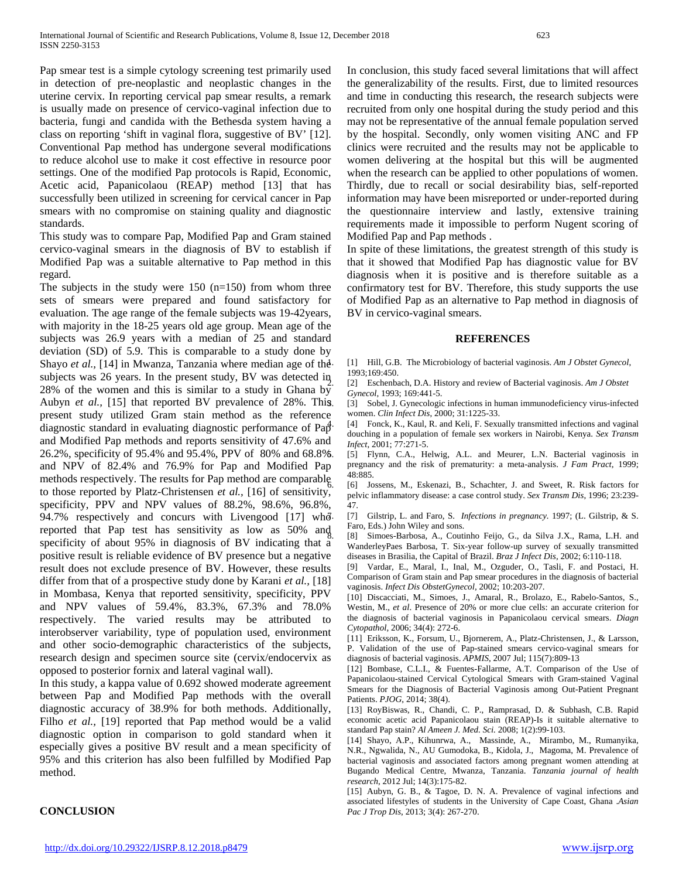Pap smear test is a simple cytology screening test primarily used in detection of pre-neoplastic and neoplastic changes in the uterine cervix. In reporting cervical pap smear results, a remark is usually made on presence of cervico-vaginal infection due to bacteria, fungi and candida with the Bethesda system having a class on reporting 'shift in vaginal flora, suggestive of BV' [12]. Conventional Pap method has undergone several modifications to reduce alcohol use to make it cost effective in resource poor settings. One of the modified Pap protocols is Rapid, Economic, Acetic acid, Papanicolaou (REAP) method [13] that has successfully been utilized in screening for cervical cancer in Pap smears with no compromise on staining quality and diagnostic standards.

This study was to compare Pap, Modified Pap and Gram stained cervico-vaginal smears in the diagnosis of BV to establish if Modified Pap was a suitable alternative to Pap method in this regard.

The subjects in the study were 150 (n=150) from whom three sets of smears were prepared and found satisfactory for evaluation. The age range of the female subjects was 19-42years, with majority in the 18-25 years old age group. Mean age of the subjects was 26.9 years with a median of 25 and standard deviation (SD) of 5.9. This is comparable to a study done by Shayo *et al.,* [14] in Mwanza, Tanzania where median age of the subjects was 26 years. In the present study, BV was detected in 28% of the women and this is similar to a study in Ghana by Aubyn *et al.,* [15] that reported BV prevalence of 28%. This present study utilized Gram stain method as the reference diagnostic standard in evaluating diagnostic performance of Pap and Modified Pap methods and reports sensitivity of 47.6% and 26.2%, specificity of 95.4% and 95.4%, PPV of 80% and 68.8% and NPV of 82.4% and 76.9% for Pap and Modified Pap methods respectively. The results for Pap method are comparable to those reported by Platz-Christensen *et al.,* [16] of sensitivity, specificity, PPV and NPV values of 88.2%, 98.6%, 96.8%, 94.7% respectively and concurs with Livengood [17] who reported that Pap test has sensitivity as low as 50% and specificity of about 95% in diagnosis of BV indicating that a positive result is reliable evidence of BV presence but a negative result does not exclude presence of BV. However, these results differ from that of a prospective study done by Karani *et al.,* [18] in Mombasa, Kenya that reported sensitivity, specificity, PPV and NPV values of 59.4%, 83.3%, 67.3% and 78.0% respectively. The varied results may be attributed to interobserver variability, type of population used, environment and other socio-demographic characteristics of the subjects, research design and specimen source site (cervix/endocervix as opposed to posterior fornix and lateral vaginal wall).

In this study, a kappa value of 0.692 showed moderate agreement between Pap and Modified Pap methods with the overall diagnostic accuracy of 38.9% for both methods. Additionally, Filho *et al.,* [19] reported that Pap method would be a valid diagnostic option in comparison to gold standard when it especially gives a positive BV result and a mean specificity of 95% and this criterion has also been fulfilled by Modified Pap method.

## CONCLUSION

In conclusion, this study faced several limitations that will affect the generalizability of the results. First, due to limited resources and time in conducting this research, the research subjects were recruited from only one hospital during the study period and this may not be representative of the annual female population served by the hospital. Secondly, only women visiting ANC and FP clinics were recruited and the results may not be applicable to women delivering at the hospital but this will be augmented when the research can be applied to other populations of women. Thirdly, due to recall or social desirability bias, self-reported information may have been misreported or under-reported during the questionnaire interview and lastly, extensive training requirements made it impossible to perform Nugent scoring of Modified Pap and Pap methods .

In spite of these limitations, the greatest strength of this study is that it showed that Modified Pap has diagnostic value for BV diagnosis when it is positive and is therefore suitable as a confirmatory test for BV. Therefore, this study supports the use of Modified Pap as an alternative to Pap method in diagnosis of BV in cervico-vaginal smears.

## REFERENCES

[1] Hill, G.B. The Microbiology of bacterial vaginosis. *Am J Obstet Gynecol*, 1993;169:450.

[2] Eschenbach, D.A. History and review of Bacterial vaginosis. *Am J Obstet Gynecol*, 1993; 169:441-5.

[3] Sobel, J. Gynecologic infections in human immunodeficiency virus-infected women. *Clin Infect Dis*, 2000; 31:1225-33.

[4] Fonck, K., Kaul, R. and Keli, F. Sexually transmitted infections and vaginal douching in a population of female sex workers in Nairobi, Kenya. *Sex Transm Infect*, 2001; 77:271-5.

[5] Flynn, C.A., Helwig, A.L. and Meurer, L.N. Bacterial vaginosis in pregnancy and the risk of prematurity: a meta-analysis. *J Fam Pract*, 1999; 48:885.

[6] Jossens, M., Eskenazi, B., Schachter, J. and Sweet, R. Risk factors for pelvic inflammatory disease: a case control study. *Sex Transm Dis*, 1996; 23:239-47.

[7] Gilstrip, L. and Faro, S. *Infections in pregnancy.* 1997; (L. Gilstrip, & S. Faro, Eds.) John Wiley and sons.

[8] Simoes-Barbosa, A., Coutinho Feijo, G., da Silva J.X., Rama, L.H. and WanderleyPaes Barbosa, T. Six-year follow-up survey of sexually transmitted diseases in Brasilia, the Capital of Brazil. *Braz J Infect Dis*, 2002; 6:110-118.

[9] Vardar, E., Maral, I., Inal, M., Ozguder, O., Tasli, F. and Postaci, H. Comparison of Gram stain and Pap smear procedures in the diagnosis of bacterial vaginosis. *Infect Dis ObstetGynecol*, 2002; 10:203-207.

[10] Discacciati, M., Simoes, J., Amaral, R., Brolazo, E., Rabelo-Santos, S., Westin, M., *et al*. Presence of 20% or more clue cells: an accurate criterion for the diagnosis of bacterial vaginosis in Papanicolaou cervical smears. *Diagn Cytopathol*, 2006; 34(4): 272-6.

[11] Eriksson, K., Forsum, U., Bjornerem, A., Platz-Christensen, J., & Larsson, P. Validation of the use of Pap-stained smears cervico-vaginal smears for diagnosis of bacterial vaginosis. *APMIS*, 2007 Jul; 115(7):809-13

[12] Bombase, C.L.I., & Fuentes-Fallarme, A.T. Comparison of the Use of Papanicolaou-stained Cervical Cytological Smears with Gram-stained Vaginal Smears for the Diagnosis of Bacterial Vaginosis among Out-Patient Pregnant Patients. *PJOG*, 2014; 38(4).

[13] RoyBiswas, R., Chandi, C. P., Ramprasad, D. & Subhash, C.B. Rapid economic acetic acid Papanicolaou stain (REAP)-Is it suitable alternative to standard Pap stain? *Al Ameen J. Med. Sci.* 2008; 1(2):99-103.

[14] Shayo, A.P., Kihunrwa, A., Massinde, A., Mirambo, M., Rumanyika, N.R., Ngwalida, N., AU Gumodoka, B., Kidola, J., Magoma, M. Prevalence of bacterial vaginosis and associated factors among pregnant women attending at Bugando Medical Centre, Mwanza, Tanzania. *Tanzania journal of health research*, 2012 Jul; 14(3):175-82.

[15] Aubyn, G. B., & Tagoe, D. N. A. Prevalence of vaginal infections and associated lifestyles of students in the University of Cape Coast, Ghana .*Asian Pac J Trop Dis*, 2013; 3(4): 267-270.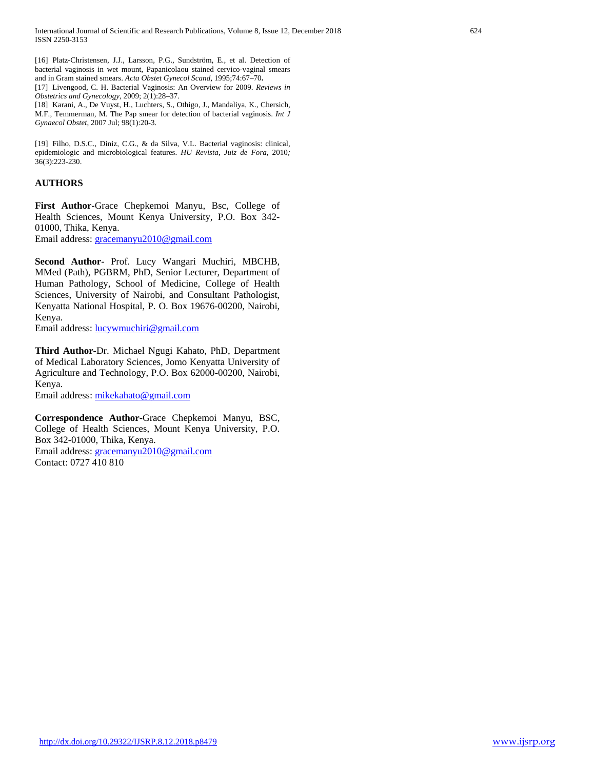[16] Platz-Christensen, J.J., Larsson, P.G., Sundström, E., et al. Detection of bacterial vaginosis in wet mount, Papanicolaou stained cervico-vaginal smears and in Gram stained smears. *Acta Obstet Gynecol Scand*, 1995;74:67–70**.**

[17] Livengood, C. H. Bacterial Vaginosis: An Overview for 2009. *Reviews in Obstetrics and Gynecology*, 2009; 2(1):28–37.

[18] Karani, A., De Vuyst, H., Luchters, S., Othigo, J., Mandaliya, K., Chersich, M.F., Temmerman, M. The Pap smear for detection of bacterial vaginosis. *Int J Gynaecol Obstet*, 2007 Jul; 98(1):20-3.

[19] Filho, D.S.C., Diniz, C.G., & da Silva, V.L. Bacterial vaginosis: clinical, epidemiologic and microbiological features. *HU Revista, Juiz de Fora,* 2010*;* 36(3):223-230.

## AUTHORS

**First Author-**Grace Chepkemoi Manyu, Bsc, College of Health Sciences, Mount Kenya University, P.O. Box 342-01000, Thika, Kenya.
Email address: gracemanyu2010@gmail.com

**Second Author**- Prof. Lucy Wangari Muchiri, MBCHB, MMed (Path), PGBRM, PhD, Senior Lecturer, Department of Human Pathology, School of Medicine, College of Health Sciences, University of Nairobi, and Consultant Pathologist, Kenyatta National Hospital, P. O. Box 19676-00200, Nairobi, Kenya.
Email address: lucywmuchiri@gmail.com

**Third Author-**Dr. Michael Ngugi Kahato, PhD, Department of Medical Laboratory Sciences, Jomo Kenyatta University of Agriculture and Technology, P.O. Box 62000-00200, Nairobi, Kenya.
Email address: mikekahato@gmail.com

**Correspondence Author-**Grace Chepkemoi Manyu, BSC, College of Health Sciences, Mount Kenya University, P.O. Box 342-01000, Thika, Kenya.
Email address: gracemanyu2010@gmail.com
Contact: 0727 410 810